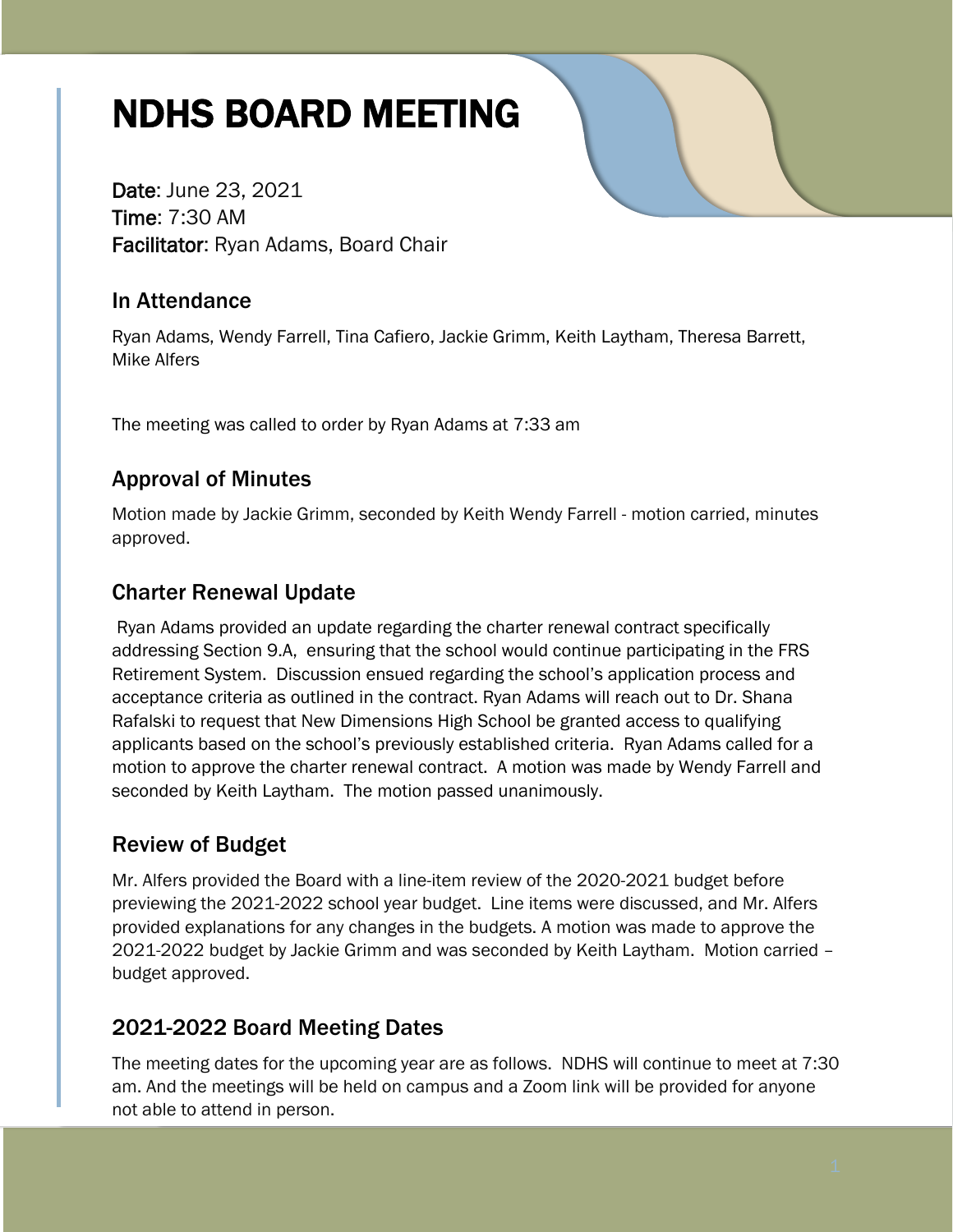# NDHS BOARD MEETING

**Date**: June 23, 2021
**Time**: 7:30 AM
**Facilitator**: Ryan Adams, Board Chair

## In Attendance

Ryan Adams, Wendy Farrell, Tina Cafiero, Jackie Grimm, Keith Laytham, Theresa Barrett, Mike Alfers

The meeting was called to order by Ryan Adams at 7:33 am

## Approval of Minutes

Motion made by Jackie Grimm, seconded by Keith Wendy Farrell - motion carried, minutes approved.

## Charter Renewal Update

Ryan Adams provided an update regarding the charter renewal contract specifically addressing Section 9.A, ensuring that the school would continue participating in the FRS Retirement System. Discussion ensued regarding the school's application process and acceptance criteria as outlined in the contract. Ryan Adams will reach out to Dr. Shana Rafalski to request that New Dimensions High School be granted access to qualifying applicants based on the school's previously established criteria. Ryan Adams called for a motion to approve the charter renewal contract. A motion was made by Wendy Farrell and seconded by Keith Laytham. The motion passed unanimously.

## Review of Budget

Mr. Alfers provided the Board with a line-item review of the 2020-2021 budget before previewing the 2021-2022 school year budget. Line items were discussed, and Mr. Alfers provided explanations for any changes in the budgets. A motion was made to approve the 2021-2022 budget by Jackie Grimm and was seconded by Keith Laytham. Motion carried – budget approved.

## 2021-2022 Board Meeting Dates

The meeting dates for the upcoming year are as follows. NDHS will continue to meet at 7:30 am. And the meetings will be held on campus and a Zoom link will be provided for anyone not able to attend in person.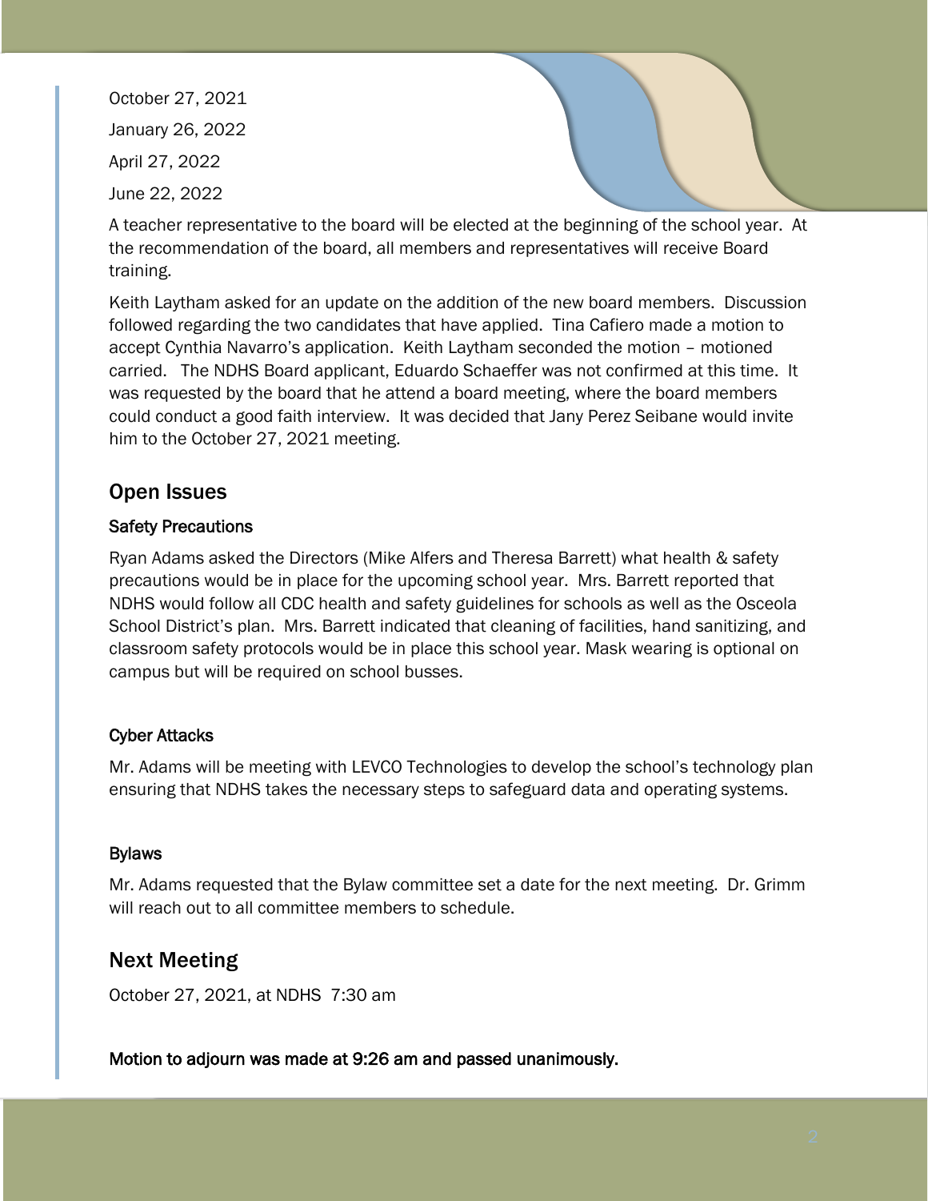October 27, 2021

January 26, 2022

April 27, 2022

June 22, 2022

A teacher representative to the board will be elected at the beginning of the school year. At the recommendation of the board, all members and representatives will receive Board training.

Keith Laytham asked for an update on the addition of the new board members. Discussion followed regarding the two candidates that have applied. Tina Cafiero made a motion to accept Cynthia Navarro's application. Keith Laytham seconded the motion – motioned carried. The NDHS Board applicant, Eduardo Schaeffer was not confirmed at this time. It was requested by the board that he attend a board meeting, where the board members could conduct a good faith interview. It was decided that Jany Perez Seibane would invite him to the October 27, 2021 meeting.

## Open Issues

### Safety Precautions

Ryan Adams asked the Directors (Mike Alfers and Theresa Barrett) what health & safety precautions would be in place for the upcoming school year. Mrs. Barrett reported that NDHS would follow all CDC health and safety guidelines for schools as well as the Osceola School District's plan. Mrs. Barrett indicated that cleaning of facilities, hand sanitizing, and classroom safety protocols would be in place this school year. Mask wearing is optional on campus but will be required on school busses.

### Cyber Attacks

Mr. Adams will be meeting with LEVCO Technologies to develop the school's technology plan ensuring that NDHS takes the necessary steps to safeguard data and operating systems.

### Bylaws

Mr. Adams requested that the Bylaw committee set a date for the next meeting. Dr. Grimm will reach out to all committee members to schedule.

## Next Meeting

October 27, 2021, at NDHS 7:30 am

**Motion to adjourn was made at 9:26 am and passed unanimously.**